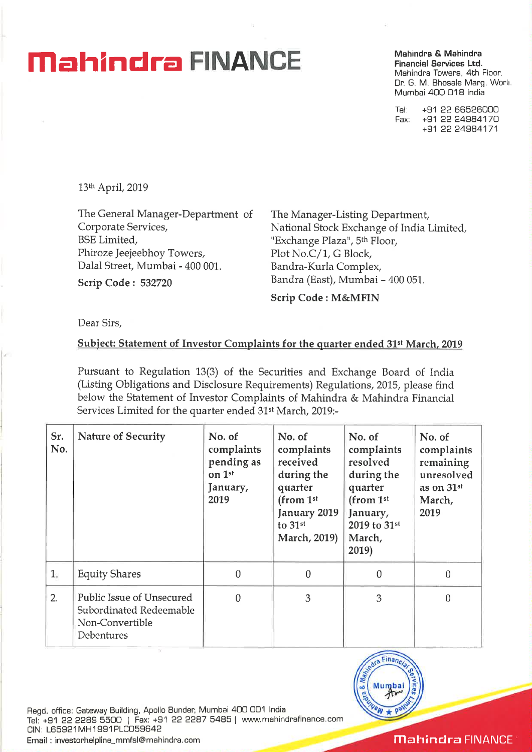# Mahindra FINANCE

**Mahindra & Mahindra Financial Services Ltd.**
Mahindra Towers, 4th Floor,
Dr. G. M. Bhosale Marg, Worli,
Mumbai 400 018 India

Tel: +91 22 66526000
Fax: +91 22 24984170
+91 22 24984171

13th April, 2019

The General Manager-Department of Corporate Services,
BSE Limited,
Phiroze Jeejeebhoy Towers,
Dalal Street, Mumbai - 400 001.
**Scrip Code : 532720**

The Manager-Listing Department,
National Stock Exchange of India Limited,
"Exchange Plaza", 5th Floor,
Plot No.C/1, G Block,
Bandra-Kurla Complex,
Bandra (East), Mumbai – 400 051.
**Scrip Code : M&MFIN**

Dear Sirs,

**Subject: Statement of Investor Complaints for the quarter ended 31st March, 2019**

Pursuant to Regulation 13(3) of the Securities and Exchange Board of India (Listing Obligations and Disclosure Requirements) Regulations, 2015, please find below the Statement of Investor Complaints of Mahindra & Mahindra Financial Services Limited for the quarter ended 31st March, 2019:-

| Sr. No. | Nature of Security | No. of complaints pending as on 1st January, 2019 | No. of complaints received during the quarter (from 1st January 2019 to 31st March, 2019) | No. of complaints resolved during the quarter (from 1st January, 2019 to 31st March, 2019) | No. of complaints remaining unresolved as on 31st March, 2019 |
|---|---|---|---|---|---|
| 1. | Equity Shares | 0 | 0 | 0 | 0 |
| 2. | Public Issue of Unsecured Subordinated Redeemable Non-Convertible Debentures | 0 | 3 | 3 | 0 |

Regd. office: Gateway Building, Apollo Bunder, Mumbai 400 001 India
Tel: +91 22 2289 5500 | Fax: +91 22 2287 5485 | www.mahindrafinance.com
CIN: L65921MH1991PLC059642
Email : investorhelpline_mmfsl@mahindra.com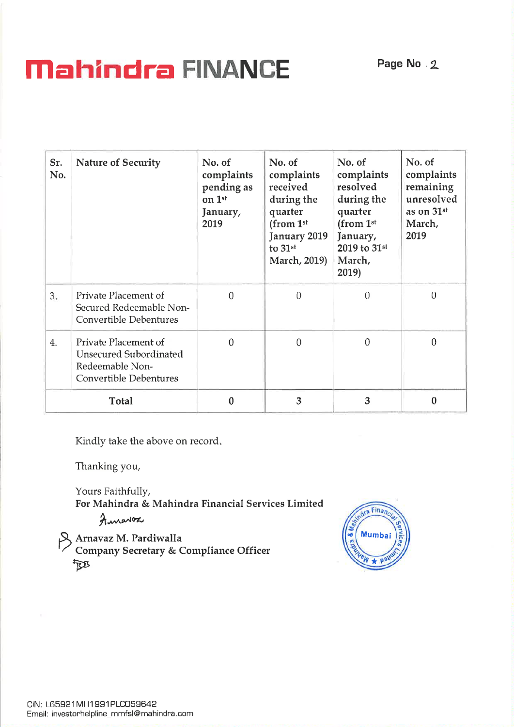| Sr. No. | Nature of Security | No. of complaints pending as on 1st January, 2019 | No. of complaints received during the quarter (from 1st January 2019 to 31st March, 2019) | No. of complaints resolved during the quarter (from 1st January, 2019 to 31st March, 2019) | No. of complaints remaining unresolved as on 31st March, 2019 |
|---|---|---|---|---|---|
| 3. | Private Placement of Secured Redeemable Non-Convertible Debentures | 0 | 0 | 0 | 0 |
| 4. | Private Placement of Unsecured Subordinated Redeemable Non-Convertible Debentures | 0 | 0 | 0 | 0 |
| **Total** | | **0** | **3** | **3** | **0** |

Kindly take the above on record.

Thanking you,

Yours Faithfully,
**For Mahindra & Mahindra Financial Services Limited**

**Arnavaz M. Pardiwalla**
**Company Secretary & Compliance Officer**

CIN: L65921MH1991PLC059642
Email: investorhelpline_mmfsl@mahindra.com